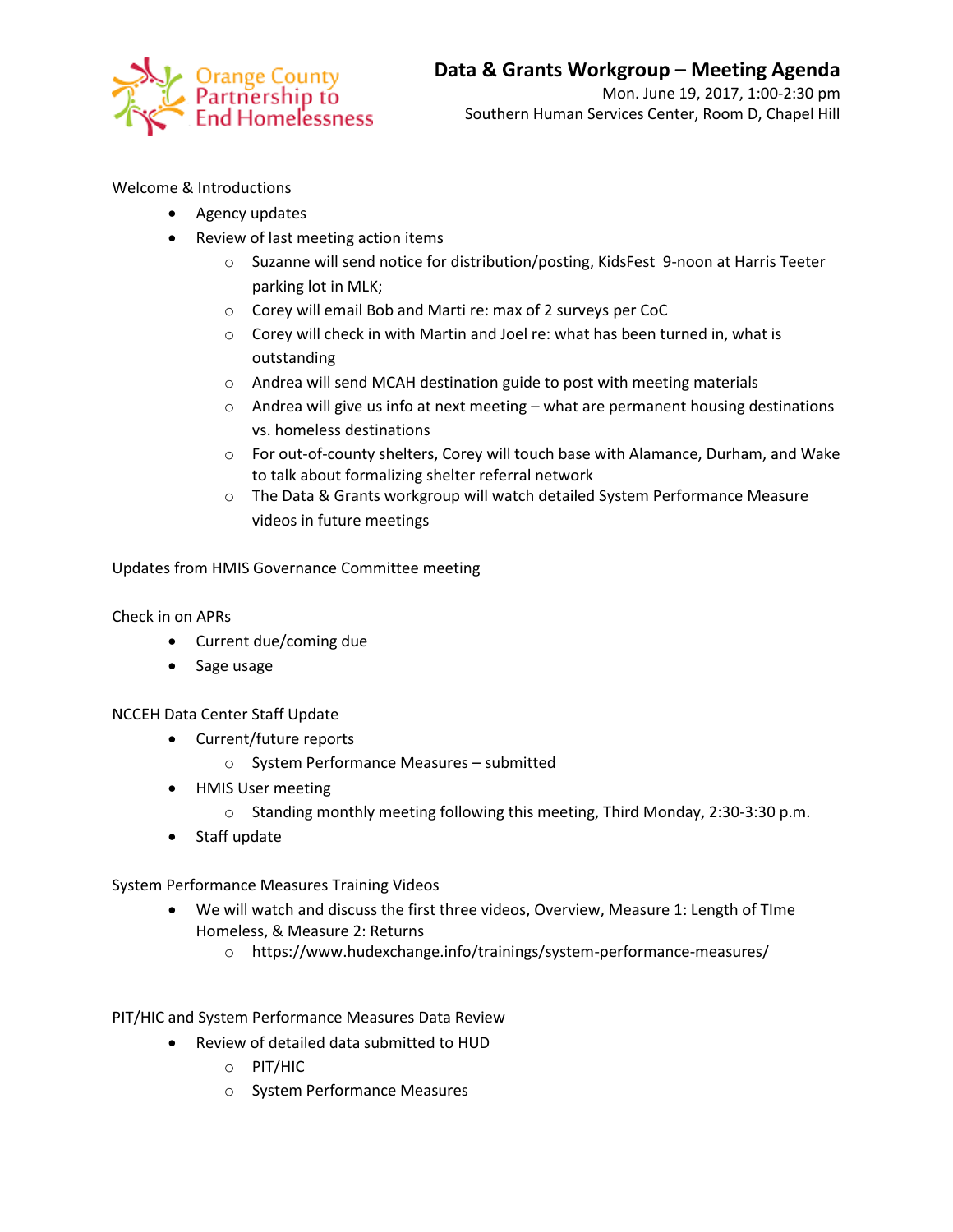Orange County Partnership to End Homelessness

# Data & Grants Workgroup – Meeting Agenda

Mon. June 19, 2017, 1:00-2:30 pm
Southern Human Services Center, Room D, Chapel Hill

Welcome & Introductions

- Agency updates
- Review of last meeting action items
  - Suzanne will send notice for distribution/posting, KidsFest 9-noon at Harris Teeter parking lot in MLK;
  - Corey will email Bob and Marti re: max of 2 surveys per CoC
  - Corey will check in with Martin and Joel re: what has been turned in, what is outstanding
  - Andrea will send MCAH destination guide to post with meeting materials
  - Andrea will give us info at next meeting – what are permanent housing destinations vs. homeless destinations
  - For out-of-county shelters, Corey will touch base with Alamance, Durham, and Wake to talk about formalizing shelter referral network
  - The Data & Grants workgroup will watch detailed System Performance Measure videos in future meetings

Updates from HMIS Governance Committee meeting

Check in on APRs

- Current due/coming due
- Sage usage

NCCEH Data Center Staff Update

- Current/future reports
  - System Performance Measures – submitted
- HMIS User meeting
  - Standing monthly meeting following this meeting, Third Monday, 2:30-3:30 p.m.
- Staff update

System Performance Measures Training Videos

- We will watch and discuss the first three videos, Overview, Measure 1: Length of TIme Homeless, & Measure 2: Returns
  - https://www.hudexchange.info/trainings/system-performance-measures/

PIT/HIC and System Performance Measures Data Review

- Review of detailed data submitted to HUD
  - PIT/HIC
  - System Performance Measures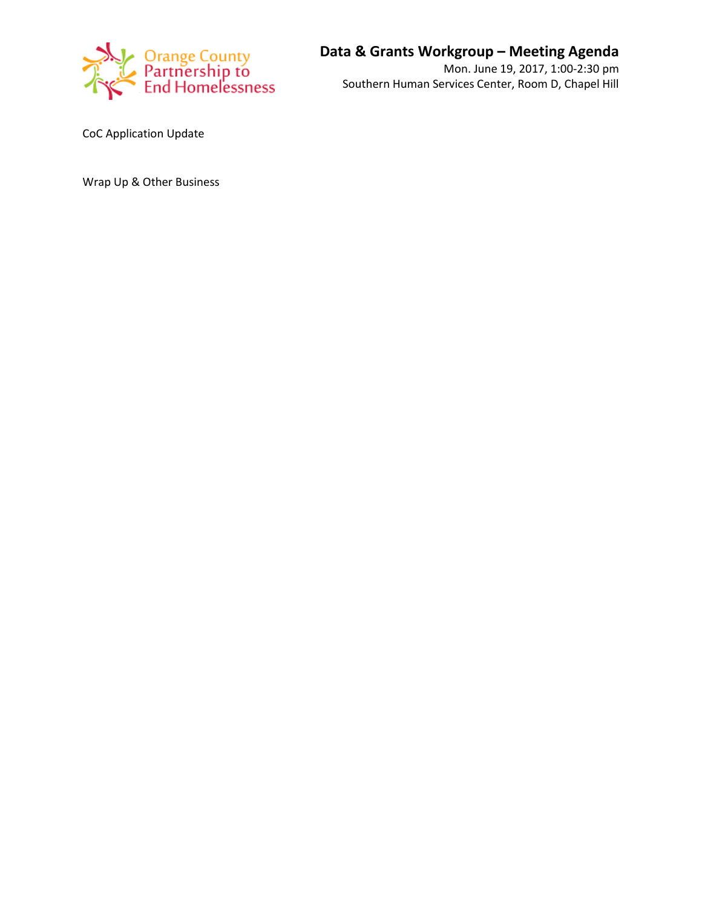Orange County Partnership to End Homelessness

# Data & Grants Workgroup – Meeting Agenda

Mon. June 19, 2017, 1:00-2:30 pm
Southern Human Services Center, Room D, Chapel Hill

CoC Application Update

Wrap Up & Other Business